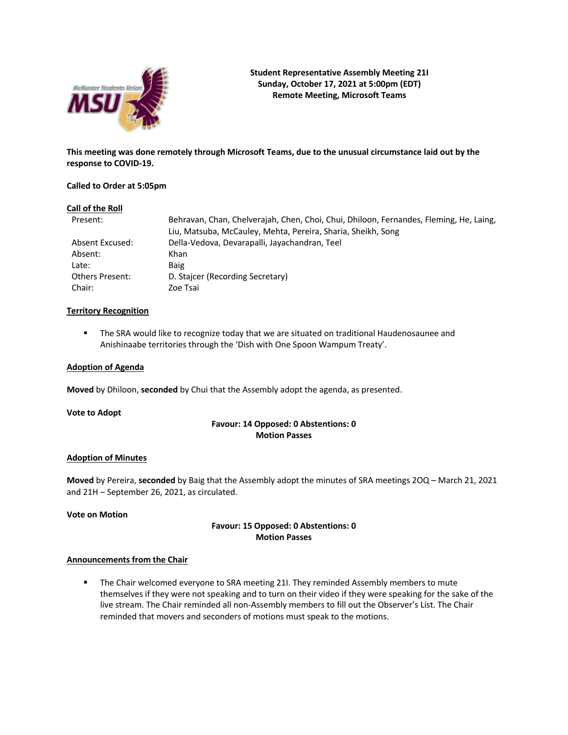**Student Representative Assembly Meeting 21I**
**Sunday, October 17, 2021 at 5:00pm (EDT)**
**Remote Meeting, Microsoft Teams**

**This meeting was done remotely through Microsoft Teams, due to the unusual circumstance laid out by the response to COVID-19.**

**Called to Order at 5:05pm**

## Call of the Roll

| | |
|---|---|
| Present: | Behravan, Chan, Chelverajah, Chen, Choi, Chui, Dhiloon, Fernandes, Fleming, He, Laing, Liu, Matsuba, McCauley, Mehta, Pereira, Sharia, Sheikh, Song |
| Absent Excused: | Della-Vedova, Devarapalli, Jayachandran, Teel |
| Absent: | Khan |
| Late: | Baig |
| Others Present: | D. Stajcer (Recording Secretary) |
| Chair: | Zoe Tsai |

## Territory Recognition

- The SRA would like to recognize today that we are situated on traditional Haudenosaunee and Anishinaabe territories through the 'Dish with One Spoon Wampum Treaty'.

## Adoption of Agenda

**Moved** by Dhiloon, **seconded** by Chui that the Assembly adopt the agenda, as presented.

**Vote to Adopt**

**Favour: 14 Opposed: 0 Abstentions: 0**
**Motion Passes**

## Adoption of Minutes

**Moved** by Pereira, **seconded** by Baig that the Assembly adopt the minutes of SRA meetings 20Q – March 21, 2021 and 21H – September 26, 2021, as circulated.

**Vote on Motion**

**Favour: 15 Opposed: 0 Abstentions: 0**
**Motion Passes**

## Announcements from the Chair

- The Chair welcomed everyone to SRA meeting 21I. They reminded Assembly members to mute themselves if they were not speaking and to turn on their video if they were speaking for the sake of the live stream. The Chair reminded all non-Assembly members to fill out the Observer's List. The Chair reminded that movers and seconders of motions must speak to the motions.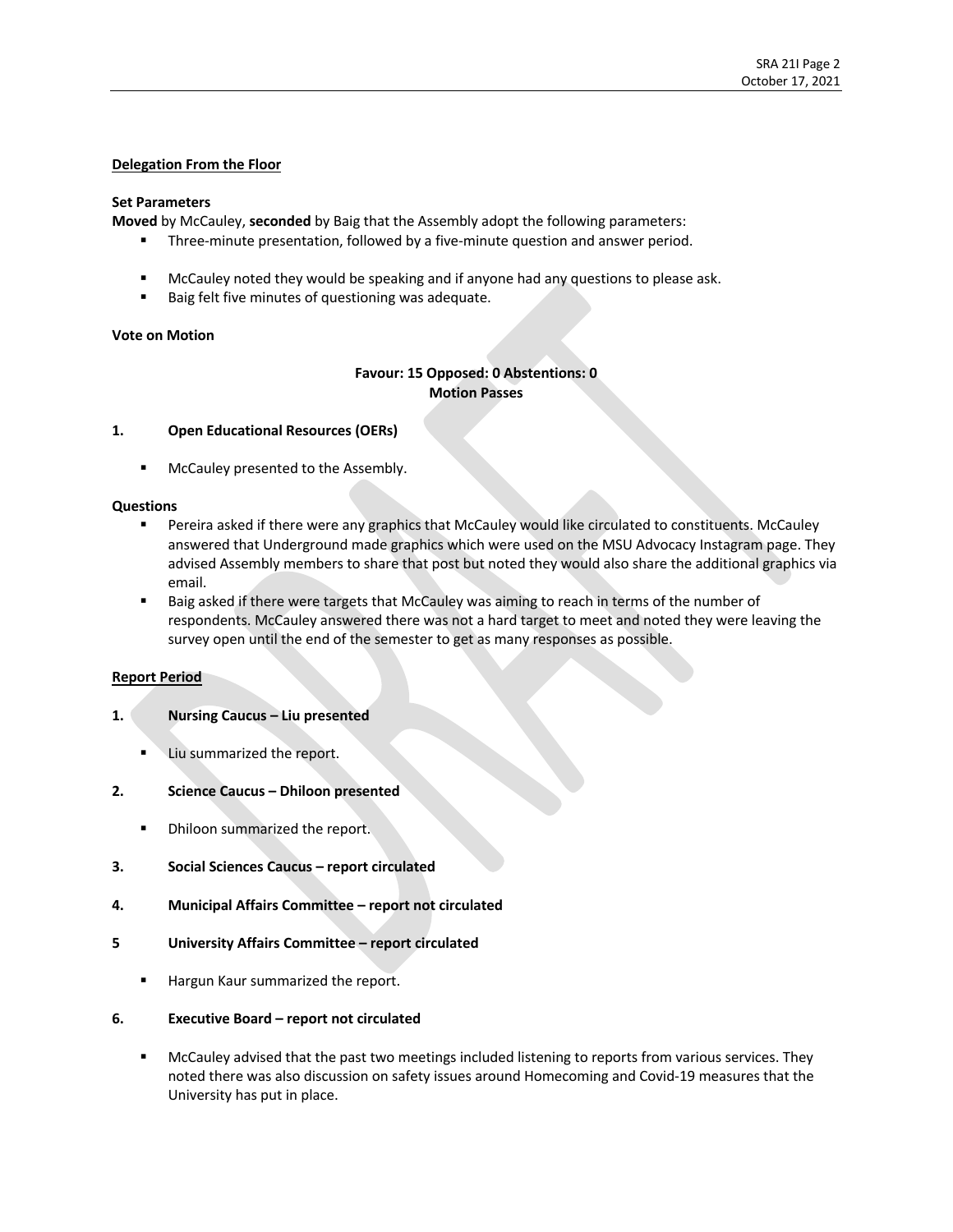**Delegation From the Floor**

**Set Parameters**

**Moved** by McCauley, **seconded** by Baig that the Assembly adopt the following parameters:

- Three-minute presentation, followed by a five-minute question and answer period.

- McCauley noted they would be speaking and if anyone had any questions to please ask.
- Baig felt five minutes of questioning was adequate.

**Vote on Motion**

**Favour: 15 Opposed: 0 Abstentions: 0**
**Motion Passes**

**1. Open Educational Resources (OERs)**

- McCauley presented to the Assembly.

**Questions**

- Pereira asked if there were any graphics that McCauley would like circulated to constituents. McCauley answered that Underground made graphics which were used on the MSU Advocacy Instagram page. They advised Assembly members to share that post but noted they would also share the additional graphics via email.
- Baig asked if there were targets that McCauley was aiming to reach in terms of the number of respondents. McCauley answered there was not a hard target to meet and noted they were leaving the survey open until the end of the semester to get as many responses as possible.

**Report Period**

**1. Nursing Caucus – Liu presented**

- Liu summarized the report.

**2. Science Caucus – Dhiloon presented**

- Dhiloon summarized the report.

**3. Social Sciences Caucus – report circulated**

**4. Municipal Affairs Committee – report not circulated**

**5 University Affairs Committee – report circulated**

- Hargun Kaur summarized the report.

**6. Executive Board – report not circulated**

- McCauley advised that the past two meetings included listening to reports from various services. They noted there was also discussion on safety issues around Homecoming and Covid-19 measures that the University has put in place.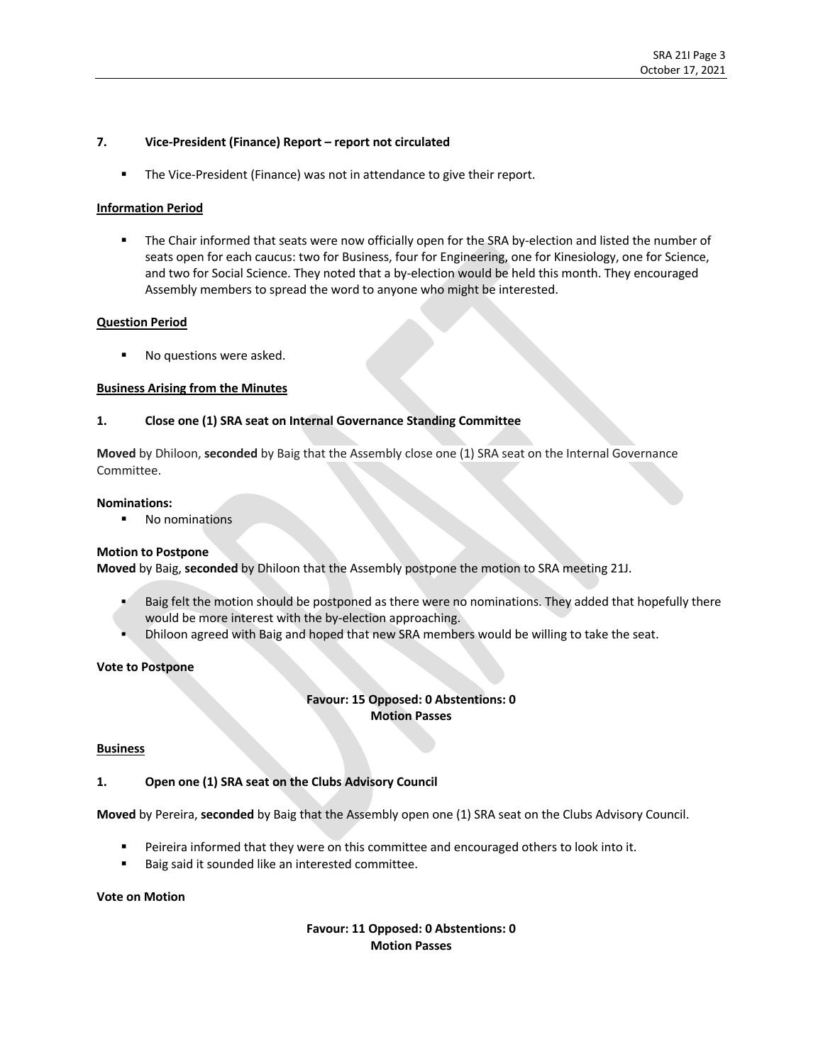### 7. Vice-President (Finance) Report – report not circulated

- The Vice-President (Finance) was not in attendance to give their report.

## Information Period

- The Chair informed that seats were now officially open for the SRA by-election and listed the number of seats open for each caucus: two for Business, four for Engineering, one for Kinesiology, one for Science, and two for Social Science. They noted that a by-election would be held this month. They encouraged Assembly members to spread the word to anyone who might be interested.

## Question Period

- No questions were asked.

## Business Arising from the Minutes

### 1. Close one (1) SRA seat on Internal Governance Standing Committee

**Moved** by Dhiloon, **seconded** by Baig that the Assembly close one (1) SRA seat on the Internal Governance Committee.

**Nominations:**

- No nominations

**Motion to Postpone**

**Moved** by Baig, **seconded** by Dhiloon that the Assembly postpone the motion to SRA meeting 21J.

- Baig felt the motion should be postponed as there were no nominations. They added that hopefully there would be more interest with the by-election approaching.
- Dhiloon agreed with Baig and hoped that new SRA members would be willing to take the seat.

**Vote to Postpone**

**Favour: 15 Opposed: 0 Abstentions: 0**
**Motion Passes**

## Business

### 1. Open one (1) SRA seat on the Clubs Advisory Council

**Moved** by Pereira, **seconded** by Baig that the Assembly open one (1) SRA seat on the Clubs Advisory Council.

- Peireira informed that they were on this committee and encouraged others to look into it.
- Baig said it sounded like an interested committee.

**Vote on Motion**

**Favour: 11 Opposed: 0 Abstentions: 0**
**Motion Passes**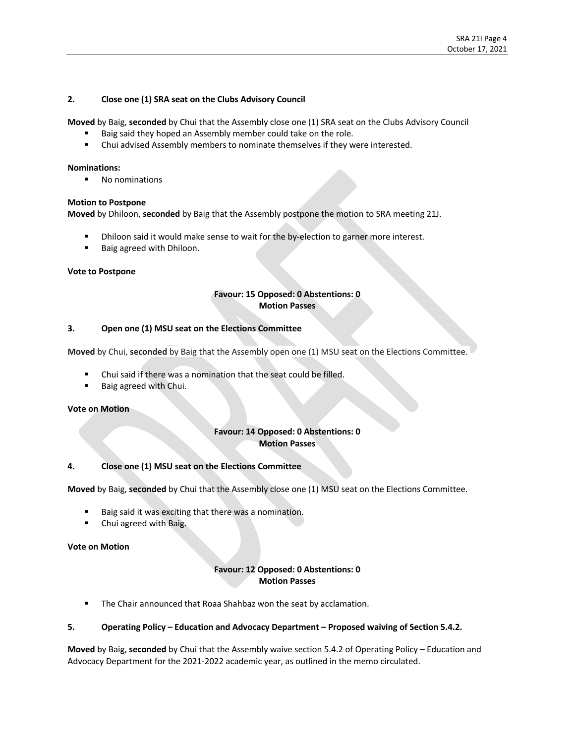**2. Close one (1) SRA seat on the Clubs Advisory Council**

**Moved** by Baig, **seconded** by Chui that the Assembly close one (1) SRA seat on the Clubs Advisory Council

- Baig said they hoped an Assembly member could take on the role.
- Chui advised Assembly members to nominate themselves if they were interested.

**Nominations:**

- No nominations

**Motion to Postpone**

**Moved** by Dhiloon, **seconded** by Baig that the Assembly postpone the motion to SRA meeting 21J.

- Dhiloon said it would make sense to wait for the by-election to garner more interest.
- Baig agreed with Dhiloon.

**Vote to Postpone**

**Favour: 15 Opposed: 0 Abstentions: 0**
**Motion Passes**

**3. Open one (1) MSU seat on the Elections Committee**

**Moved** by Chui, **seconded** by Baig that the Assembly open one (1) MSU seat on the Elections Committee.

- Chui said if there was a nomination that the seat could be filled.
- Baig agreed with Chui.

**Vote on Motion**

**Favour: 14 Opposed: 0 Abstentions: 0**
**Motion Passes**

**4. Close one (1) MSU seat on the Elections Committee**

**Moved** by Baig, **seconded** by Chui that the Assembly close one (1) MSU seat on the Elections Committee.

- Baig said it was exciting that there was a nomination.
- Chui agreed with Baig.

**Vote on Motion**

**Favour: 12 Opposed: 0 Abstentions: 0**
**Motion Passes**

- The Chair announced that Roaa Shahbaz won the seat by acclamation.

**5. Operating Policy – Education and Advocacy Department – Proposed waiving of Section 5.4.2.**

**Moved** by Baig, **seconded** by Chui that the Assembly waive section 5.4.2 of Operating Policy – Education and Advocacy Department for the 2021-2022 academic year, as outlined in the memo circulated.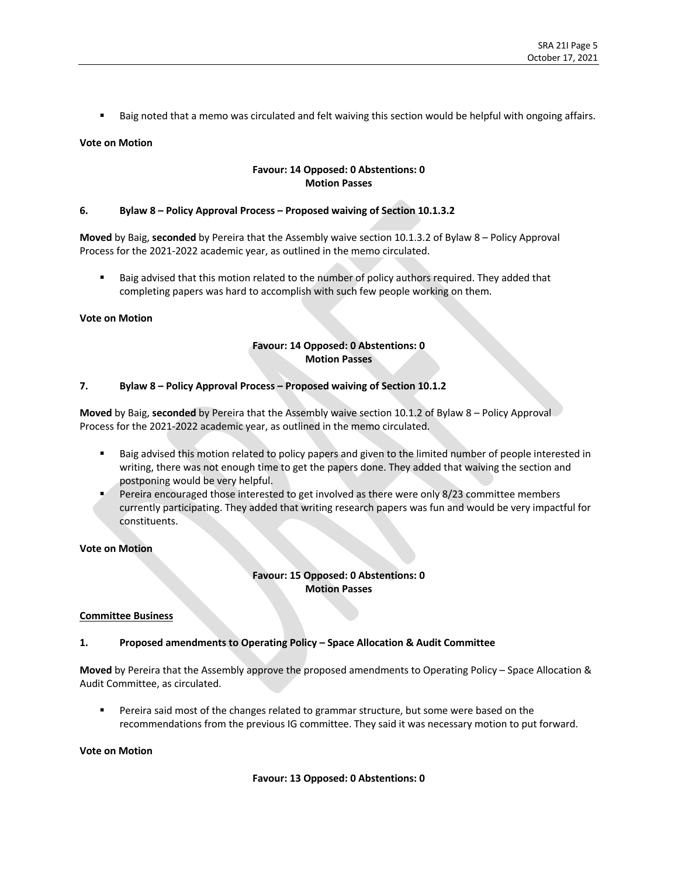- Baig noted that a memo was circulated and felt waiving this section would be helpful with ongoing affairs.

**Vote on Motion**

**Favour: 14 Opposed: 0 Abstentions: 0**
**Motion Passes**

**6. Bylaw 8 – Policy Approval Process – Proposed waiving of Section 10.1.3.2**

**Moved** by Baig, **seconded** by Pereira that the Assembly waive section 10.1.3.2 of Bylaw 8 – Policy Approval Process for the 2021-2022 academic year, as outlined in the memo circulated.

- Baig advised that this motion related to the number of policy authors required. They added that completing papers was hard to accomplish with such few people working on them.

**Vote on Motion**

**Favour: 14 Opposed: 0 Abstentions: 0**
**Motion Passes**

**7. Bylaw 8 – Policy Approval Process – Proposed waiving of Section 10.1.2**

**Moved** by Baig, **seconded** by Pereira that the Assembly waive section 10.1.2 of Bylaw 8 – Policy Approval Process for the 2021-2022 academic year, as outlined in the memo circulated.

- Baig advised this motion related to policy papers and given to the limited number of people interested in writing, there was not enough time to get the papers done. They added that waiving the section and postponing would be very helpful.
- Pereira encouraged those interested to get involved as there were only 8/23 committee members currently participating. They added that writing research papers was fun and would be very impactful for constituents.

**Vote on Motion**

**Favour: 15 Opposed: 0 Abstentions: 0**
**Motion Passes**

**Committee Business**

**1. Proposed amendments to Operating Policy – Space Allocation & Audit Committee**

**Moved** by Pereira that the Assembly approve the proposed amendments to Operating Policy – Space Allocation & Audit Committee, as circulated.

- Pereira said most of the changes related to grammar structure, but some were based on the recommendations from the previous IG committee. They said it was necessary motion to put forward.

**Vote on Motion**

**Favour: 13 Opposed: 0 Abstentions: 0**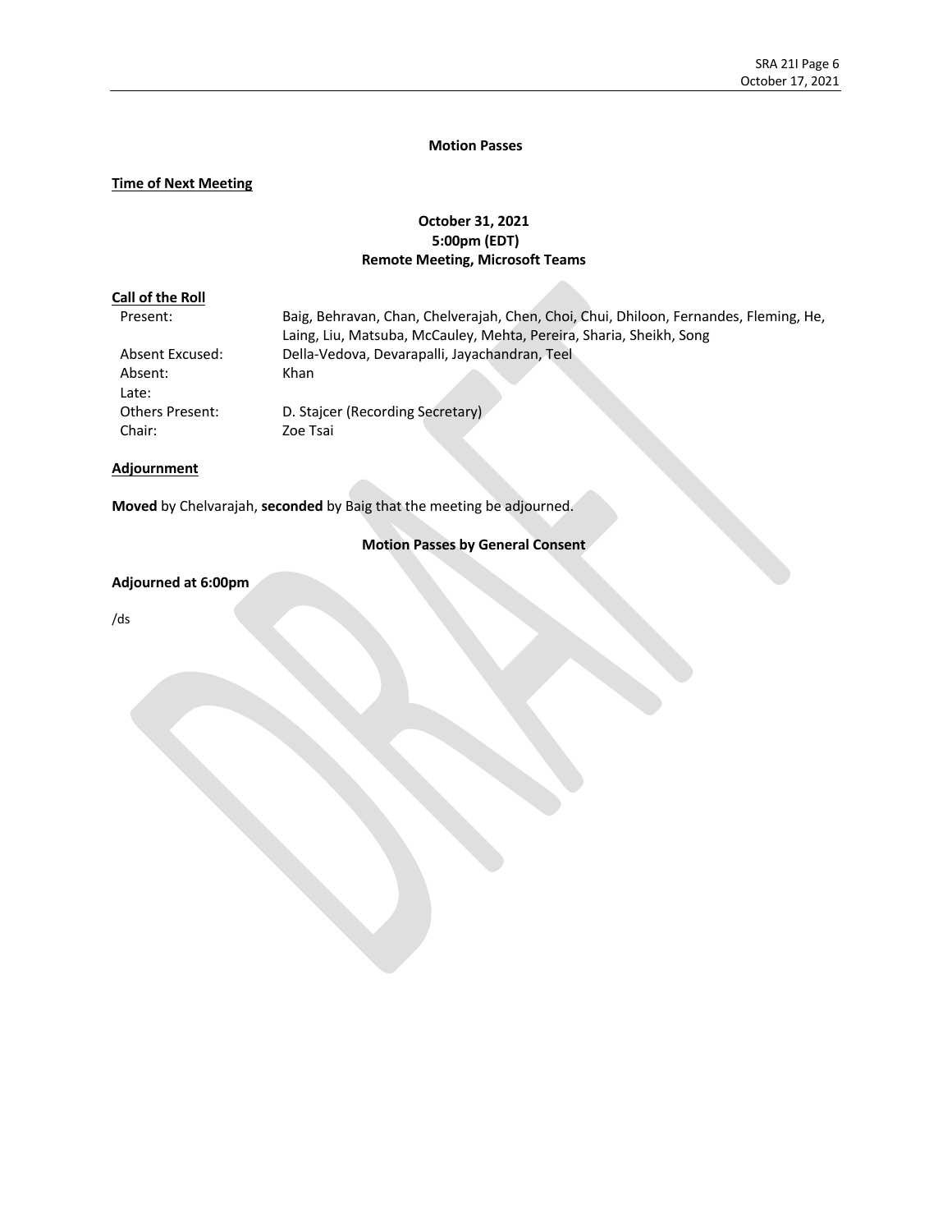**Motion Passes**

**Time of Next Meeting**

**October 31, 2021**
**5:00pm (EDT)**
**Remote Meeting, Microsoft Teams**

**Call of the Roll**

| | |
|---|---|
| Present: | Baig, Behravan, Chan, Chelverajah, Chen, Choi, Chui, Dhiloon, Fernandes, Fleming, He, Laing, Liu, Matsuba, McCauley, Mehta, Pereira, Sharia, Sheikh, Song |
| Absent Excused: | Della-Vedova, Devarapalli, Jayachandran, Teel |
| Absent: | Khan |
| Late: | |
| Others Present: | D. Stajcer (Recording Secretary) |
| Chair: | Zoe Tsai |

**Adjournment**

**Moved** by Chelvarajah, **seconded** by Baig that the meeting be adjourned.

**Motion Passes by General Consent**

**Adjourned at 6:00pm**

/ds